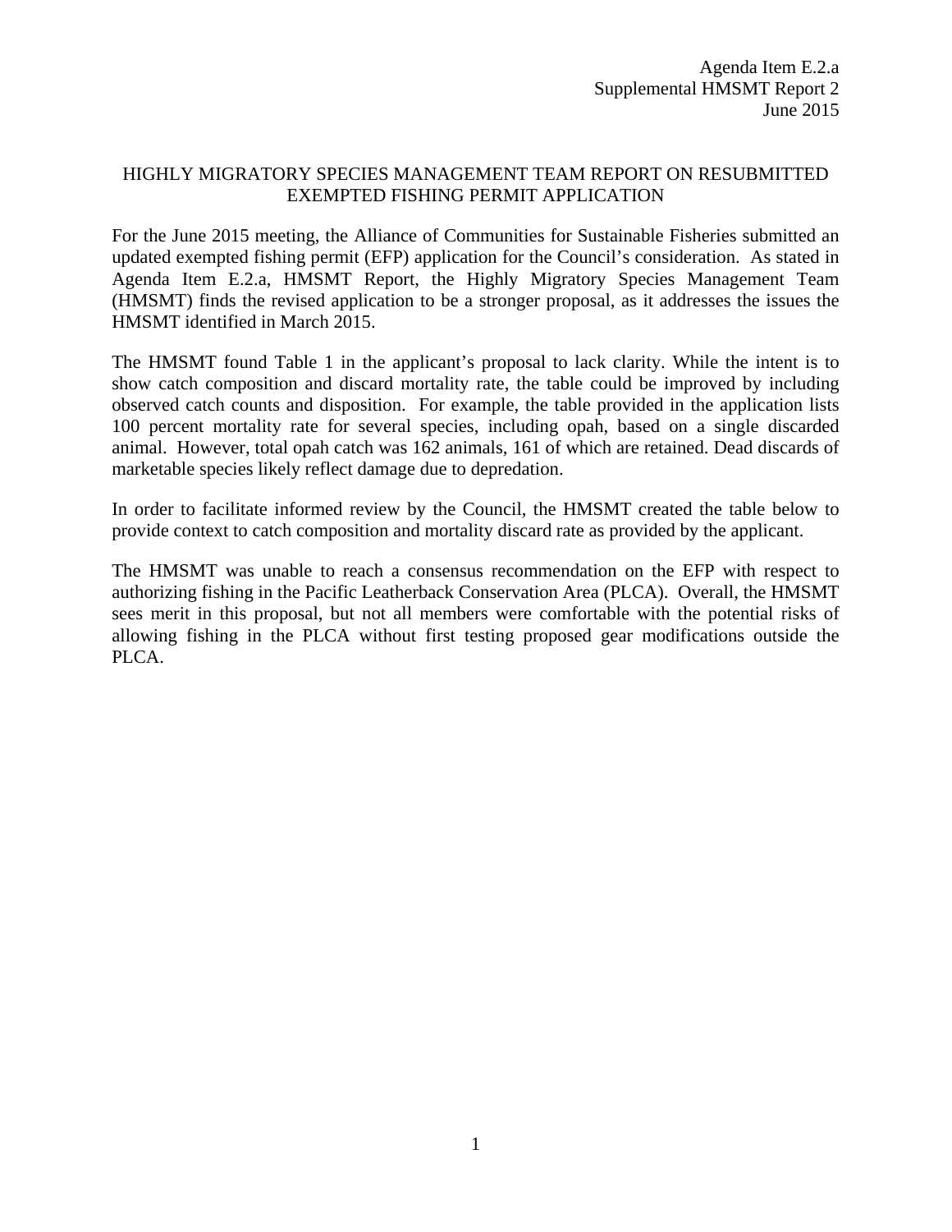Agenda Item E.2.a
Supplemental HMSMT Report 2
June 2015

# HIGHLY MIGRATORY SPECIES MANAGEMENT TEAM REPORT ON RESUBMITTED EXEMPTED FISHING PERMIT APPLICATION

For the June 2015 meeting, the Alliance of Communities for Sustainable Fisheries submitted an updated exempted fishing permit (EFP) application for the Council's consideration. As stated in Agenda Item E.2.a, HMSMT Report, the Highly Migratory Species Management Team (HMSMT) finds the revised application to be a stronger proposal, as it addresses the issues the HMSMT identified in March 2015.

The HMSMT found Table 1 in the applicant's proposal to lack clarity. While the intent is to show catch composition and discard mortality rate, the table could be improved by including observed catch counts and disposition. For example, the table provided in the application lists 100 percent mortality rate for several species, including opah, based on a single discarded animal. However, total opah catch was 162 animals, 161 of which are retained. Dead discards of marketable species likely reflect damage due to depredation.

In order to facilitate informed review by the Council, the HMSMT created the table below to provide context to catch composition and mortality discard rate as provided by the applicant.

The HMSMT was unable to reach a consensus recommendation on the EFP with respect to authorizing fishing in the Pacific Leatherback Conservation Area (PLCA). Overall, the HMSMT sees merit in this proposal, but not all members were comfortable with the potential risks of allowing fishing in the PLCA without first testing proposed gear modifications outside the PLCA.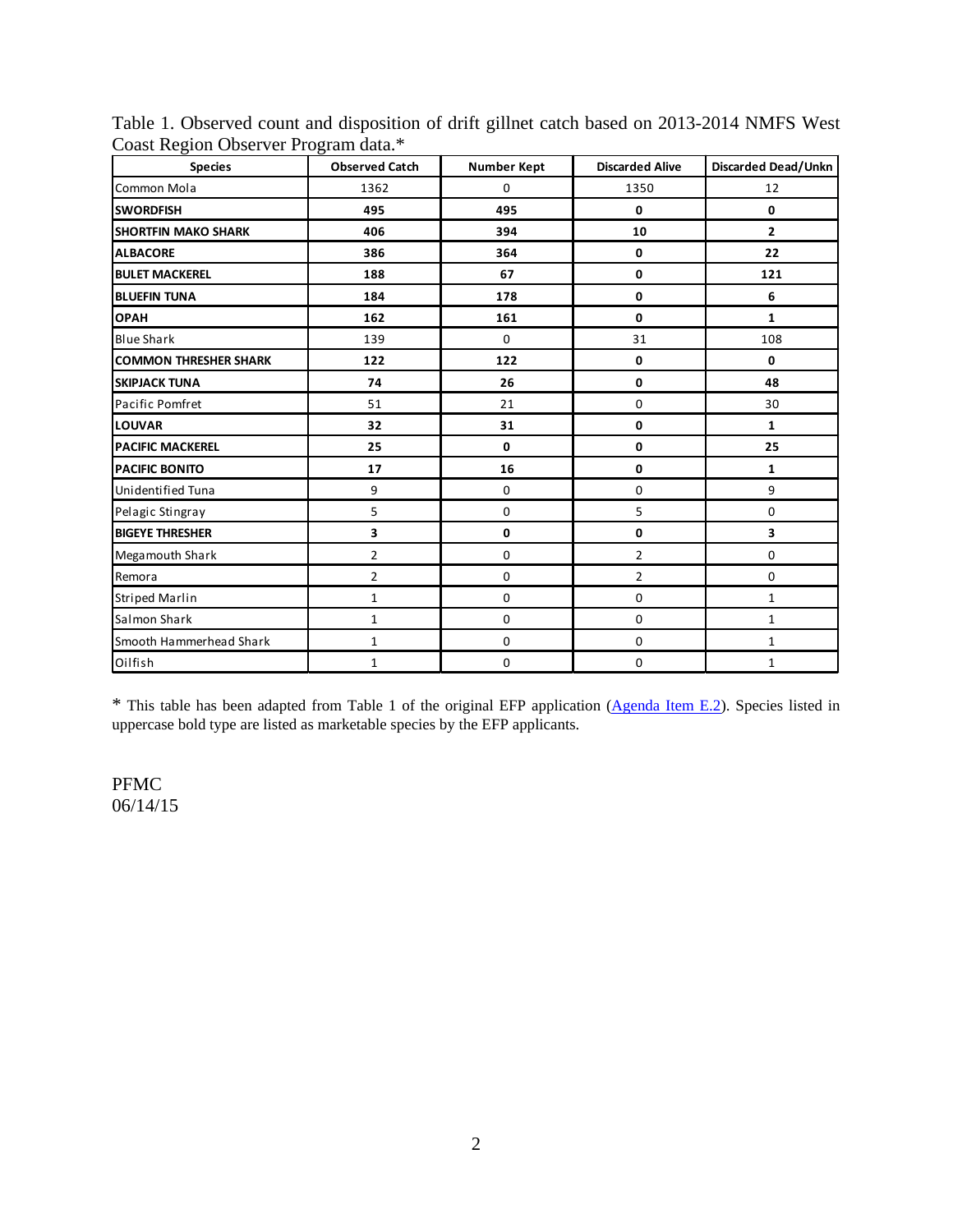Table 1. Observed count and disposition of drift gillnet catch based on 2013-2014 NMFS West Coast Region Observer Program data.*

| Species | Observed Catch | Number Kept | Discarded Alive | Discarded Dead/Unkn |
|---|---|---|---|---|
| Common Mola | 1362 | 0 | 1350 | 12 |
| **SWORDFISH** | **495** | **495** | **0** | **0** |
| **SHORTFIN MAKO SHARK** | **406** | **394** | **10** | **2** |
| **ALBACORE** | **386** | **364** | **0** | **22** |
| **BULET MACKEREL** | **188** | **67** | **0** | **121** |
| **BLUEFIN TUNA** | **184** | **178** | **0** | **6** |
| **OPAH** | **162** | **161** | **0** | **1** |
| Blue Shark | 139 | 0 | 31 | 108 |
| **COMMON THRESHER SHARK** | **122** | **122** | **0** | **0** |
| **SKIPJACK TUNA** | **74** | **26** | **0** | **48** |
| Pacific Pomfret | 51 | 21 | 0 | 30 |
| **LOUVAR** | **32** | **31** | **0** | **1** |
| **PACIFIC MACKEREL** | **25** | **0** | **0** | **25** |
| **PACIFIC BONITO** | **17** | **16** | **0** | **1** |
| Unidentified Tuna | 9 | 0 | 0 | 9 |
| Pelagic Stingray | 5 | 0 | 5 | 0 |
| **BIGEYE THRESHER** | **3** | **0** | **0** | **3** |
| Megamouth Shark | 2 | 0 | 2 | 0 |
| Remora | 2 | 0 | 2 | 0 |
| Striped Marlin | 1 | 0 | 0 | 1 |
| Salmon Shark | 1 | 0 | 0 | 1 |
| Smooth Hammerhead Shark | 1 | 0 | 0 | 1 |
| Oilfish | 1 | 0 | 0 | 1 |

* This table has been adapted from Table 1 of the original EFP application (Agenda Item E.2). Species listed in uppercase bold type are listed as marketable species by the EFP applicants.

PFMC
06/14/15